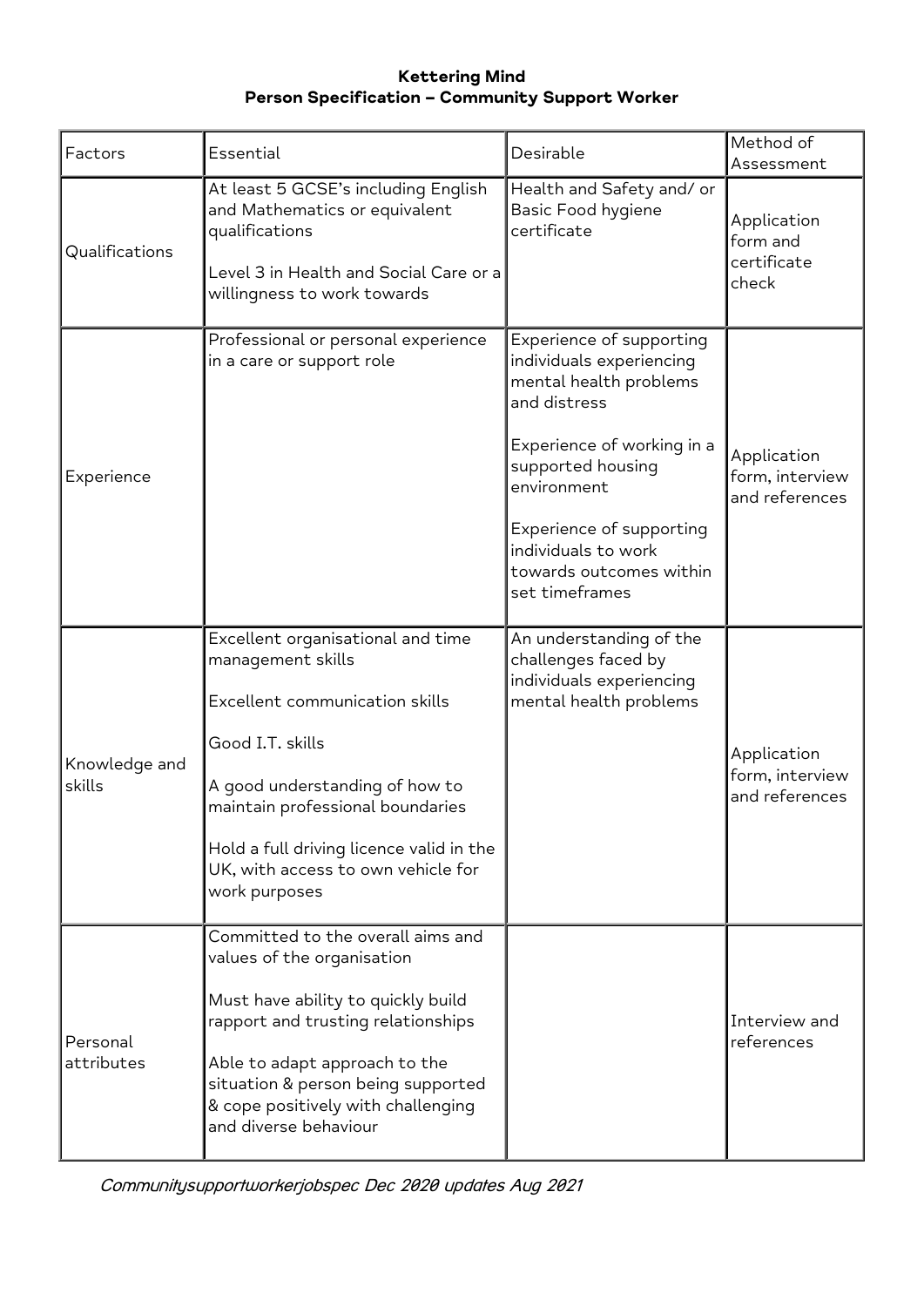**Kettering Mind**
**Person Specification – Community Support Worker**

| Factors | Essential | Desirable | Method of Assessment |
|---|---|---|---|
| Qualifications | At least 5 GCSE's including English and Mathematics or equivalent qualifications<br><br>Level 3 in Health and Social Care or a willingness to work towards | Health and Safety and/ or Basic Food hygiene certificate | Application form and certificate check |
| Experience | Professional or personal experience in a care or support role | Experience of supporting individuals experiencing mental health problems and distress<br><br>Experience of working in a supported housing environment<br><br>Experience of supporting individuals to work towards outcomes within set timeframes | Application form, interview and references |
| Knowledge and skills | Excellent organisational and time management skills<br><br>Excellent communication skills<br><br>Good I.T. skills<br><br>A good understanding of how to maintain professional boundaries<br><br>Hold a full driving licence valid in the UK, with access to own vehicle for work purposes | An understanding of the challenges faced by individuals experiencing mental health problems | Application form, interview and references |
| Personal attributes | Committed to the overall aims and values of the organisation<br><br>Must have ability to quickly build rapport and trusting relationships<br><br>Able to adapt approach to the situation & person being supported & cope positively with challenging and diverse behaviour | | Interview and references |

*Communitysupportworkerjobspec Dec 2020 updates Aug 2021*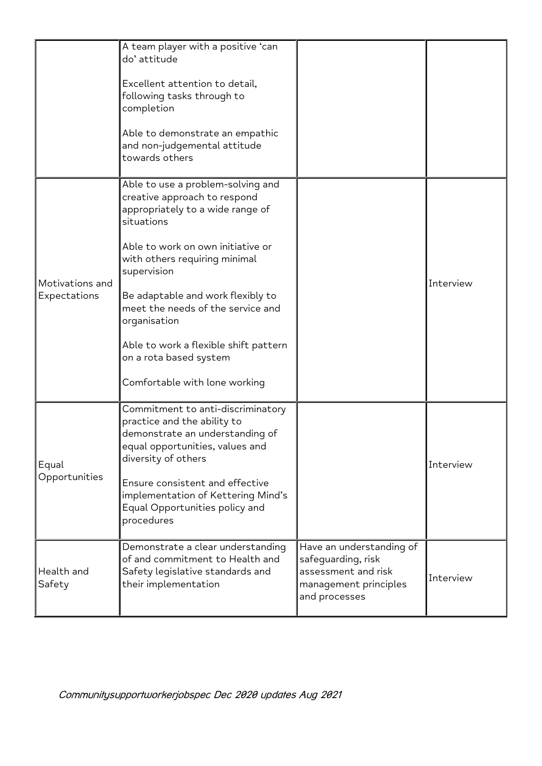| | | | |
|---|---|---|---|
| | A team player with a positive 'can do' attitude<br><br>Excellent attention to detail, following tasks through to completion<br><br>Able to demonstrate an empathic and non-judgemental attitude towards others | | |
| Motivations and Expectations | Able to use a problem-solving and creative approach to respond appropriately to a wide range of situations<br><br>Able to work on own initiative or with others requiring minimal supervision<br><br>Be adaptable and work flexibly to meet the needs of the service and organisation<br><br>Able to work a flexible shift pattern on a rota based system<br><br>Comfortable with lone working | | Interview |
| Equal Opportunities | Commitment to anti-discriminatory practice and the ability to demonstrate an understanding of equal opportunities, values and diversity of others<br><br>Ensure consistent and effective implementation of Kettering Mind's Equal Opportunities policy and procedures | | Interview |
| Health and Safety | Demonstrate a clear understanding of and commitment to Health and Safety legislative standards and their implementation | Have an understanding of safeguarding, risk assessment and risk management principles and processes | Interview |

*Communitysupportworkerjobspec Dec 2020 updates Aug 2021*